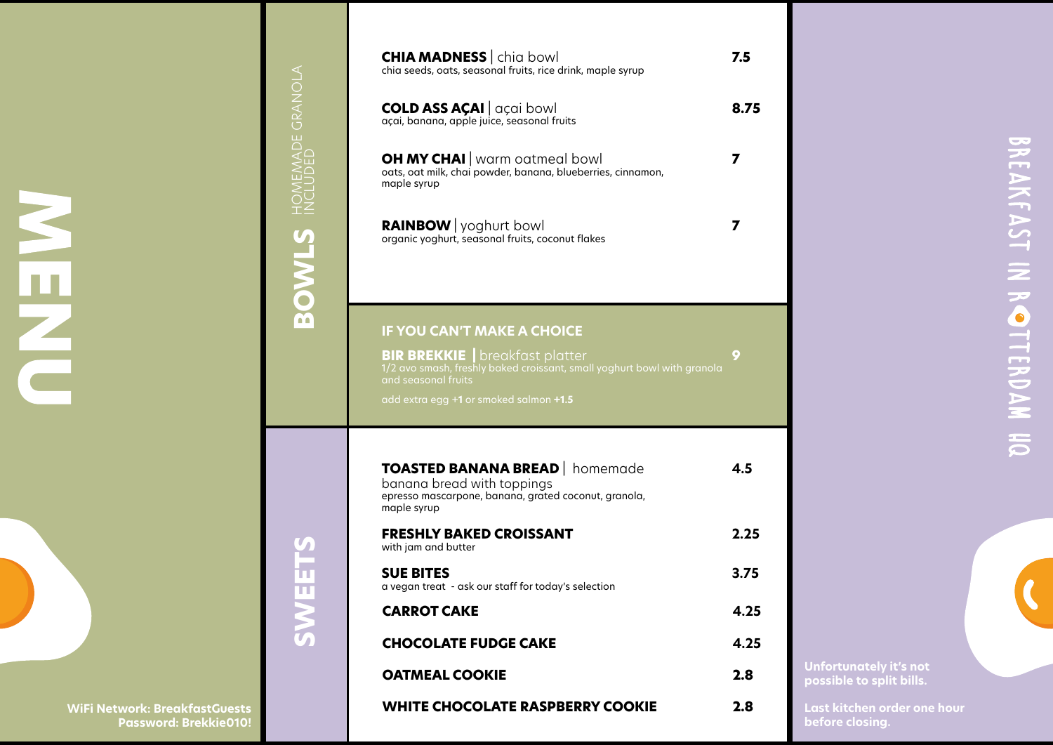# MENU

## BOWLS

HOMEMADE GRANOLA INCLUDED

**CHIA MADNESS** | chia bowl — **7.5**
chia seeds, oats, seasonal fruits, rice drink, maple syrup

**COLD ASS AÇAI** | açai bowl — **8.75**
açai, banana, apple juice, seasonal fruits

**OH MY CHAI** | warm oatmeal bowl — **7**
oats, oat milk, chai powder, banana, blueberries, cinnamon, maple syrup

**RAINBOW** | yoghurt bowl — **7**
organic yoghurt, seasonal fruits, coconut flakes

## IF YOU CAN'T MAKE A CHOICE

**BIR BREKKIE** | breakfast platter — **9**
1/2 avo smash, freshly baked croissant, small yoghurt bowl with granola and seasonal fruits

add extra egg **+1** or smoked salmon **+1.5**

## SWEETS

**TOASTED BANANA BREAD** | homemade banana bread with toppings — **4.5**
epresso mascarpone, banana, grated coconut, granola, maple syrup

**FRESHLY BAKED CROISSANT** — **2.25**
with jam and butter

**SUE BITES** — **3.75**
a vegan treat - ask our staff for today's selection

**CARROT CAKE** — **4.25**

**CHOCOLATE FUDGE CAKE** — **4.25**

**OATMEAL COOKIE** — **2.8**

**WHITE CHOCOLATE RASPBERRY COOKIE** — **2.8**

BREAKFAST IN ROTTERDAM HQ

**WiFi Network: BreakfastGuests**
**Password: Brekkie010!**

**Unfortunately it's not possible to split bills.**

**Last kitchen order one hour before closing.**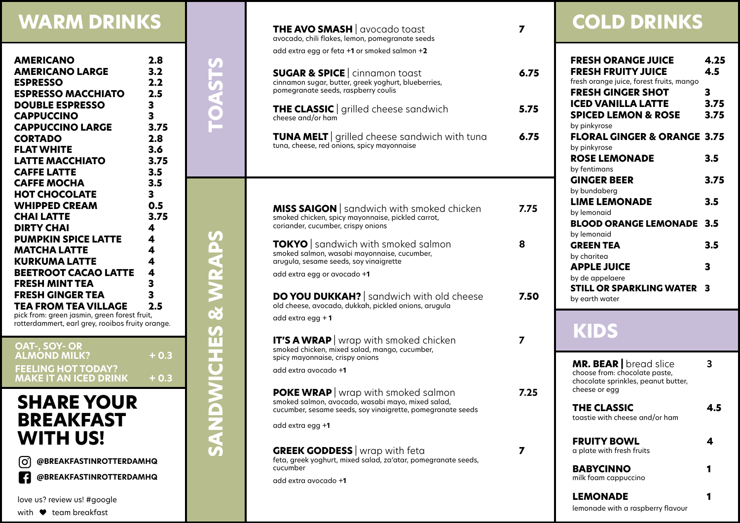# WARM DRINKS

| | |
|---|---|
| **AMERICANO** | 2.8 |
| **AMERICANO LARGE** | 3.2 |
| **ESPRESSO** | 2.2 |
| **ESPRESSO MACCHIATO** | 2.5 |
| **DOUBLE ESPRESSO** | 3 |
| **CAPPUCCINO** | 3 |
| **CAPPUCCINO LARGE** | 3.75 |
| **CORTADO** | 2.8 |
| **FLAT WHITE** | 3.6 |
| **LATTE MACCHIATO** | 3.75 |
| **CAFFE LATTE** | 3.5 |
| **CAFFE MOCHA** | 3.5 |
| **HOT CHOCOLATE** | 3 |
| **WHIPPED CREAM** | 0.5 |
| **CHAI LATTE** | 3.75 |
| **DIRTY CHAI** | 4 |
| **PUMPKIN SPICE LATTE** | 4 |
| **MATCHA LATTE** | 4 |
| **KURKUMA LATTE** | 4 |
| **BEETROOT CACAO LATTE** | 4 |
| **FRESH MINT TEA** | 3 |
| **FRESH GINGER TEA** | 3 |
| **TEA FROM TEA VILLAGE** | 2.5 |

pick from: green jasmin, green forest fruit, rotterdammert, earl grey, rooibos fruity orange.

**OAT-, SOY- OR ALMOND MILK?** + 0.3

**FEELING HOT TODAY? MAKE IT AN ICED DRINK** + 0.3

## SHARE YOUR BREAKFAST WITH US!

@BREAKFASTINROTTERDAMHQ

@BREAKFASTINROTTERDAMHQ

love us? review us! #google

with ♥ team breakfast

# TOASTS

**THE AVO SMASH** | avocado toast — 7
avocado, chili flakes, lemon, pomegranate seeds
add extra egg or feta +**1** or smoked salmon +**2**

**SUGAR & SPICE** | cinnamon toast — 6.75
cinnamon sugar, butter, greek yoghurt, blueberries, pomegranate seeds, raspberry coulis

**THE CLASSIC** | grilled cheese sandwich — 5.75
cheese and/or ham

**TUNA MELT** | grilled cheese sandwich with tuna — 6.75
tuna, cheese, red onions, spicy mayonnaise

# SANDWICHES & WRAPS

**MISS SAIGON** | sandwich with smoked chicken — 7.75
smoked chicken, spicy mayonnaise, pickled carrot, coriander, cucumber, crispy onions

**TOKYO** | sandwich with smoked salmon — 8
smoked salmon, wasabi mayonnaise, cucumber, arugula, sesame seeds, soy vinaigrette
add extra egg or avocado +**1**

**DO YOU DUKKAH?** | sandwich with old cheese — 7.50
old cheese, avocado, dukkah, pickled onions, arugula
add extra egg + **1**

**IT'S A WRAP** | wrap with smoked chicken — 7
smoked chicken, mixed salad, mango, cucumber, spicy mayonnaise, crispy onions
add extra avocado +**1**

**POKE WRAP** | wrap with smoked salmon — 7.25
smoked salmon, avocado, wasabi mayo, mixed salad, cucumber, sesame seeds, soy vinaigrette, pomegranate seeds
add extra egg +**1**

**GREEK GODDESS** | wrap with feta — 7
feta, greek yoghurt, mixed salad, za'atar, pomegranate seeds, cucumber
add extra avocado +**1**

# COLD DRINKS

**FRESH ORANGE JUICE** — 4.25

**FRESH FRUITY JUICE** — 4.5
fresh orange juice, forest fruits, mango

**FRESH GINGER SHOT** — 3

**ICED VANILLA LATTE** — 3.75

**SPICED LEMON & ROSE** — 3.75
by pinkyrose

**FLORAL GINGER & ORANGE** — 3.75
by pinkyrose

**ROSE LEMONADE** — 3.5
by fentimans

**GINGER BEER** — 3.75
by bundaberg

**LIME LEMONADE** — 3.5
by lemonaid

**BLOOD ORANGE LEMONADE** — 3.5
by lemonaid

**GREEN TEA** — 3.5
by charitea

**APPLE JUICE** — 3
by de appelaere

**STILL OR SPARKLING WATER** — 3
by earth water

# KIDS

**MR. BEAR** | bread slice — 3
choose from: chocolate paste, chocolate sprinkles, peanut butter, cheese or egg

**THE CLASSIC** — 4.5
toastie with cheese and/or ham

**FRUITY BOWL** — 4
a plate with fresh fruits

**BABYCINNO** — 1
milk foam cappuccino

**LEMONADE** — 1
lemonade with a raspberry flavour